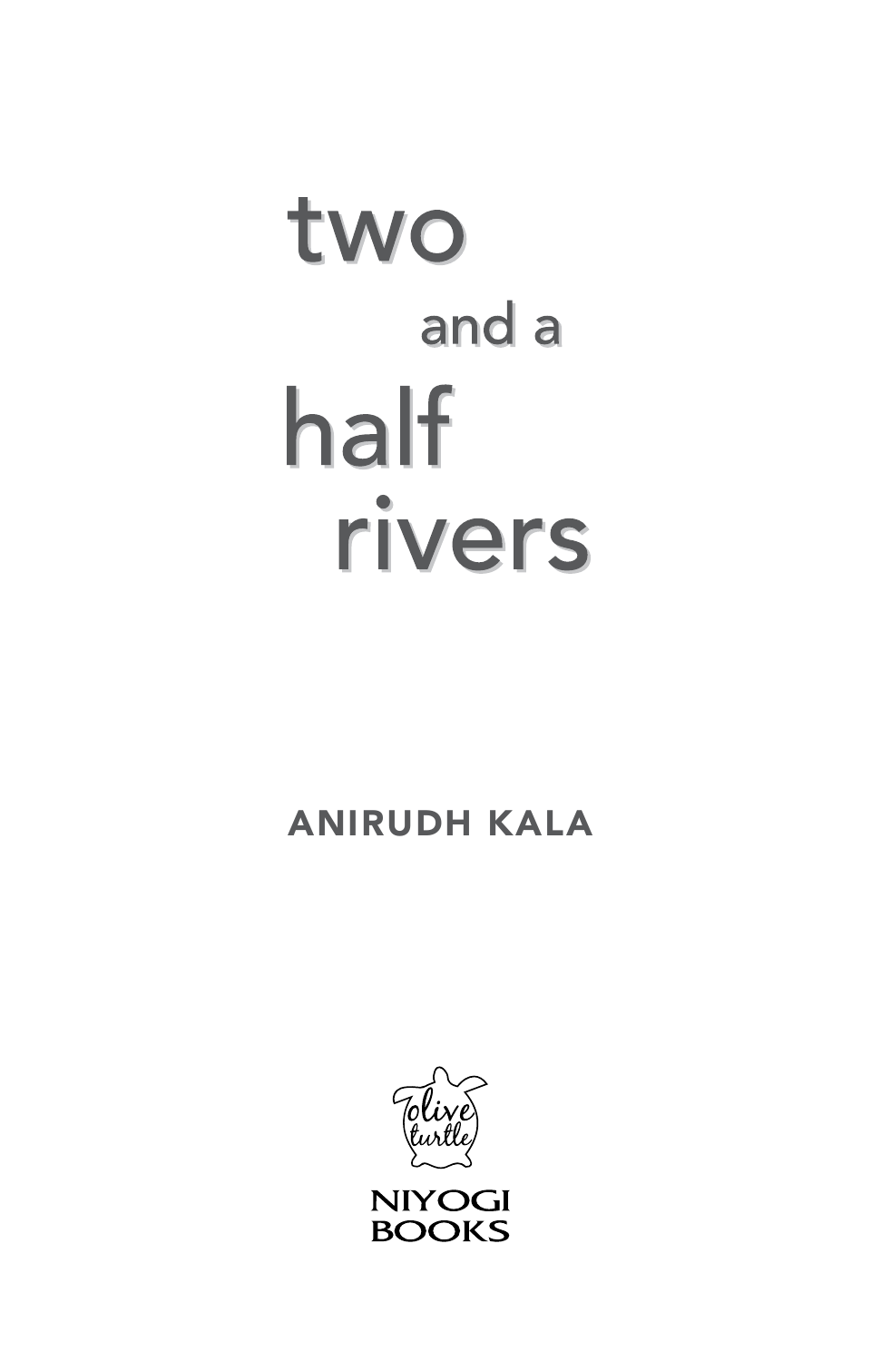# two and a half rivers

ANIRUDH KALA

olive turtle

NIYOGI BOOKS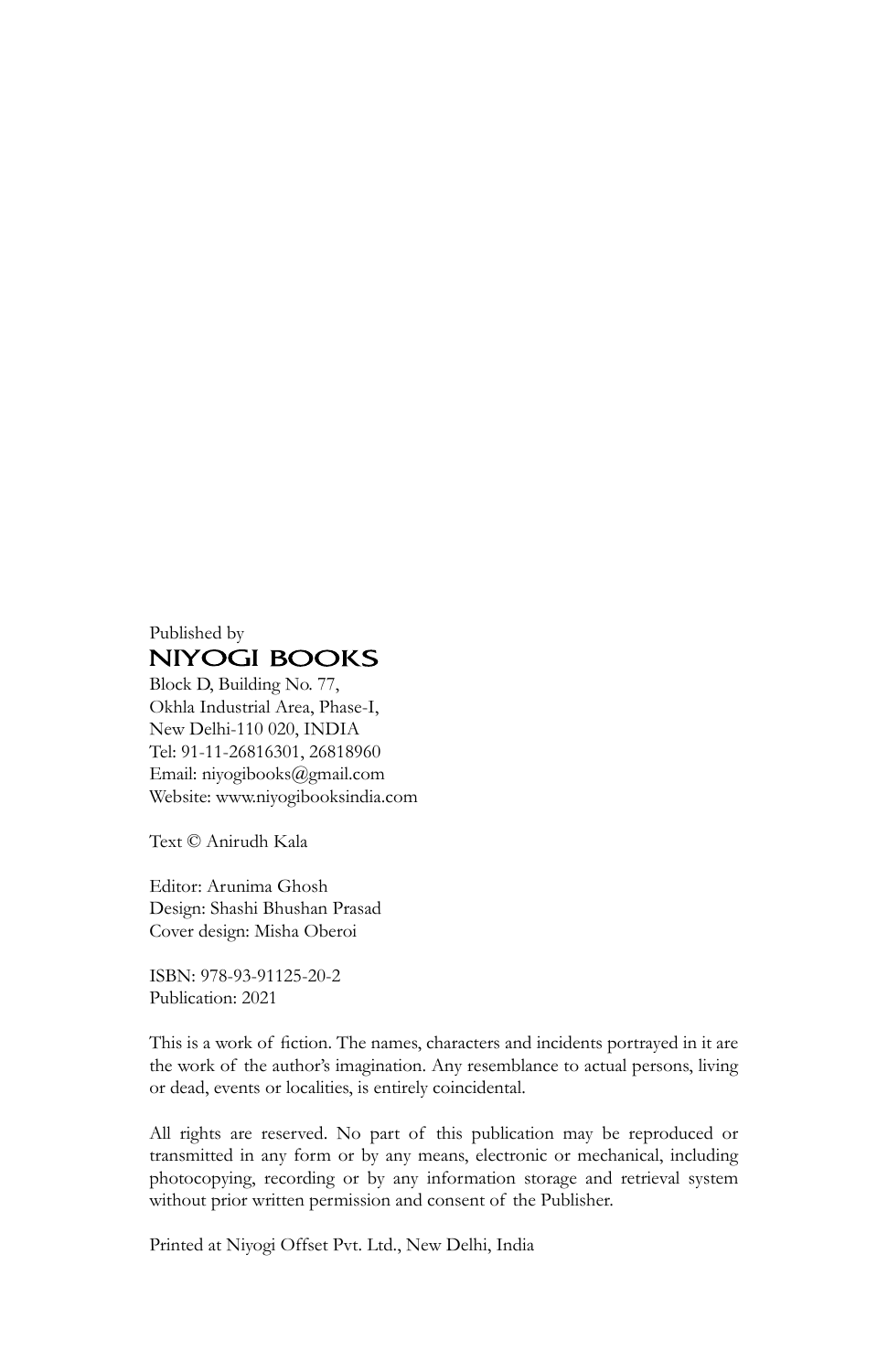Published by

**NIYOGI BOOKS**

Block D, Building No. 77,
Okhla Industrial Area, Phase-I,
New Delhi-110 020, INDIA
Tel: 91-11-26816301, 26818960
Email: niyogibooks@gmail.com
Website: www.niyogibooksindia.com

Text © Anirudh Kala

Editor: Arunima Ghosh
Design: Shashi Bhushan Prasad
Cover design: Misha Oberoi

ISBN: 978-93-91125-20-2
Publication: 2021

This is a work of fiction. The names, characters and incidents portrayed in it are the work of the author's imagination. Any resemblance to actual persons, living or dead, events or localities, is entirely coincidental.

All rights are reserved. No part of this publication may be reproduced or transmitted in any form or by any means, electronic or mechanical, including photocopying, recording or by any information storage and retrieval system without prior written permission and consent of the Publisher.

Printed at Niyogi Offset Pvt. Ltd., New Delhi, India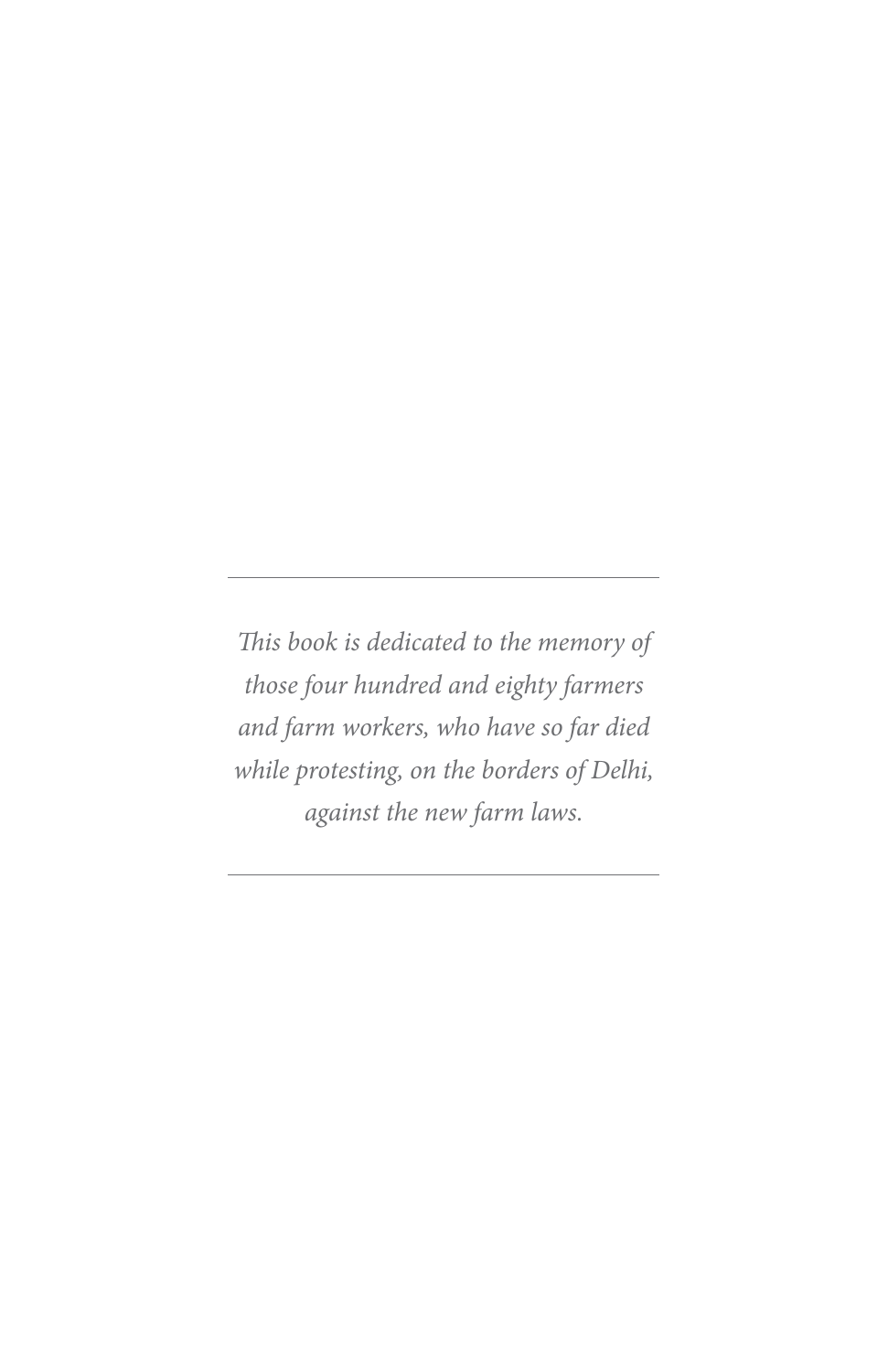---

*This book is dedicated to the memory of those four hundred and eighty farmers and farm workers, who have so far died while protesting, on the borders of Delhi, against the new farm laws.*

---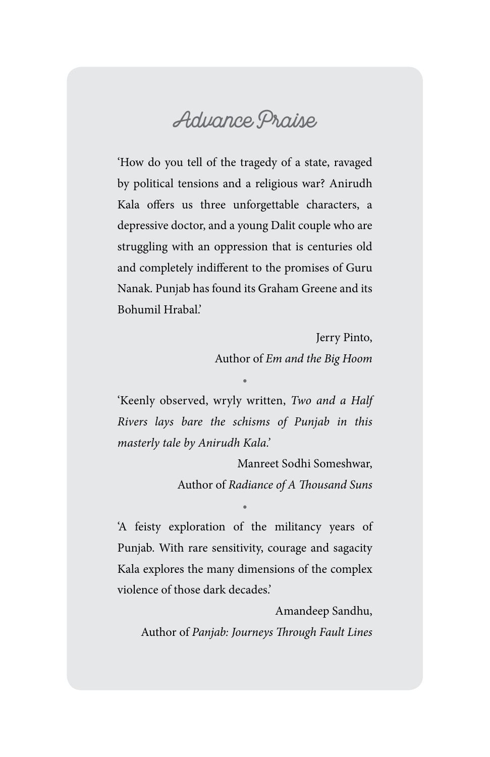# Advance Praise

'How do you tell of the tragedy of a state, ravaged by political tensions and a religious war? Anirudh Kala offers us three unforgettable characters, a depressive doctor, and a young Dalit couple who are struggling with an oppression that is centuries old and completely indifferent to the promises of Guru Nanak. Punjab has found its Graham Greene and its Bohumil Hrabal.'

Jerry Pinto,
Author of *Em and the Big Hoom*

•

'Keenly observed, wryly written, *Two and a Half Rivers lays bare the schisms of Punjab in this masterly tale by Anirudh Kala.*'

Manreet Sodhi Someshwar,
Author of *Radiance of A Thousand Suns*

•

'A feisty exploration of the militancy years of Punjab. With rare sensitivity, courage and sagacity Kala explores the many dimensions of the complex violence of those dark decades.'

Amandeep Sandhu,
Author of *Panjab: Journeys Through Fault Lines*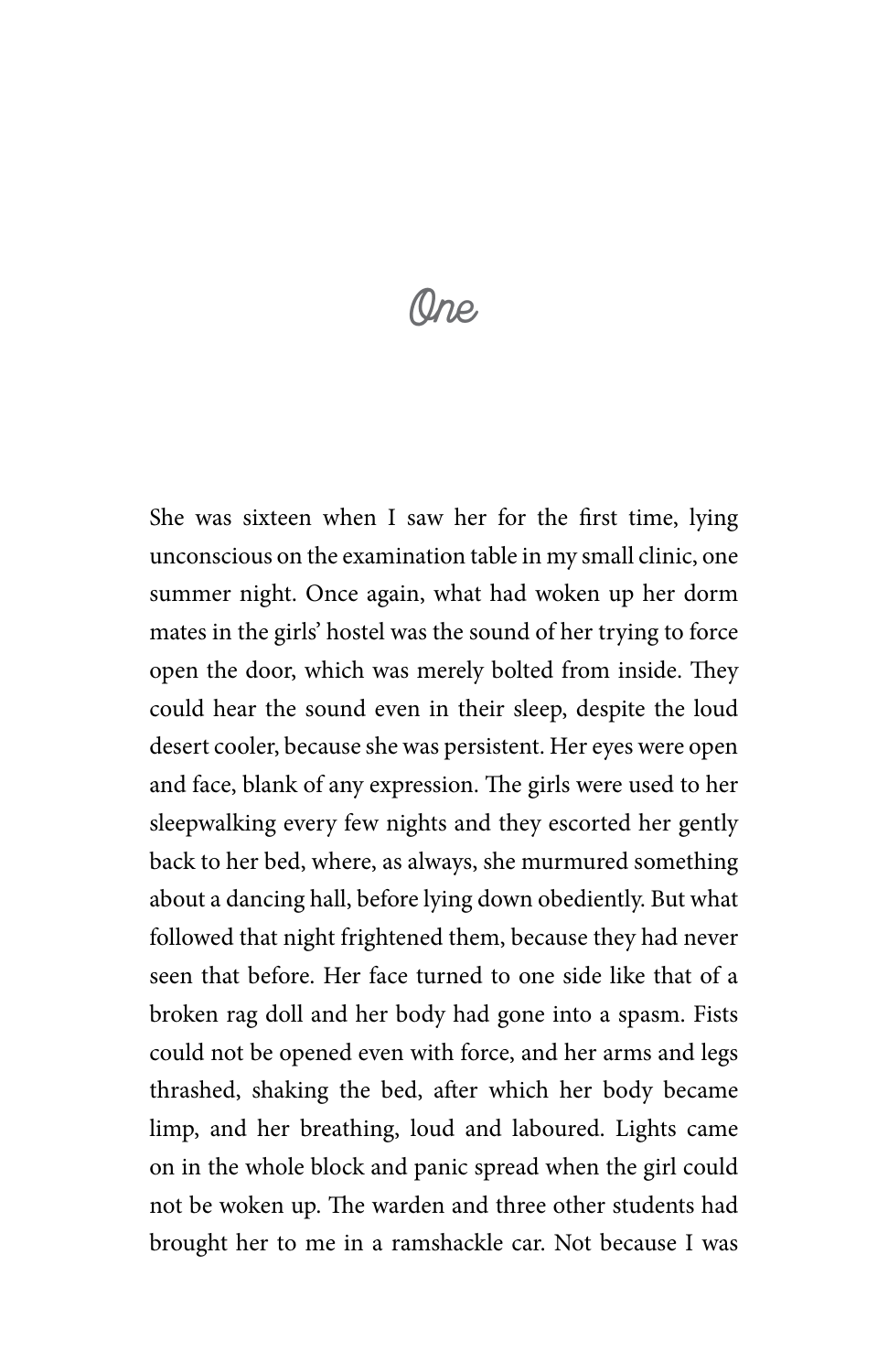# One

She was sixteen when I saw her for the first time, lying unconscious on the examination table in my small clinic, one summer night. Once again, what had woken up her dorm mates in the girls' hostel was the sound of her trying to force open the door, which was merely bolted from inside. They could hear the sound even in their sleep, despite the loud desert cooler, because she was persistent. Her eyes were open and face, blank of any expression. The girls were used to her sleepwalking every few nights and they escorted her gently back to her bed, where, as always, she murmured something about a dancing hall, before lying down obediently. But what followed that night frightened them, because they had never seen that before. Her face turned to one side like that of a broken rag doll and her body had gone into a spasm. Fists could not be opened even with force, and her arms and legs thrashed, shaking the bed, after which her body became limp, and her breathing, loud and laboured. Lights came on in the whole block and panic spread when the girl could not be woken up. The warden and three other students had brought her to me in a ramshackle car. Not because I was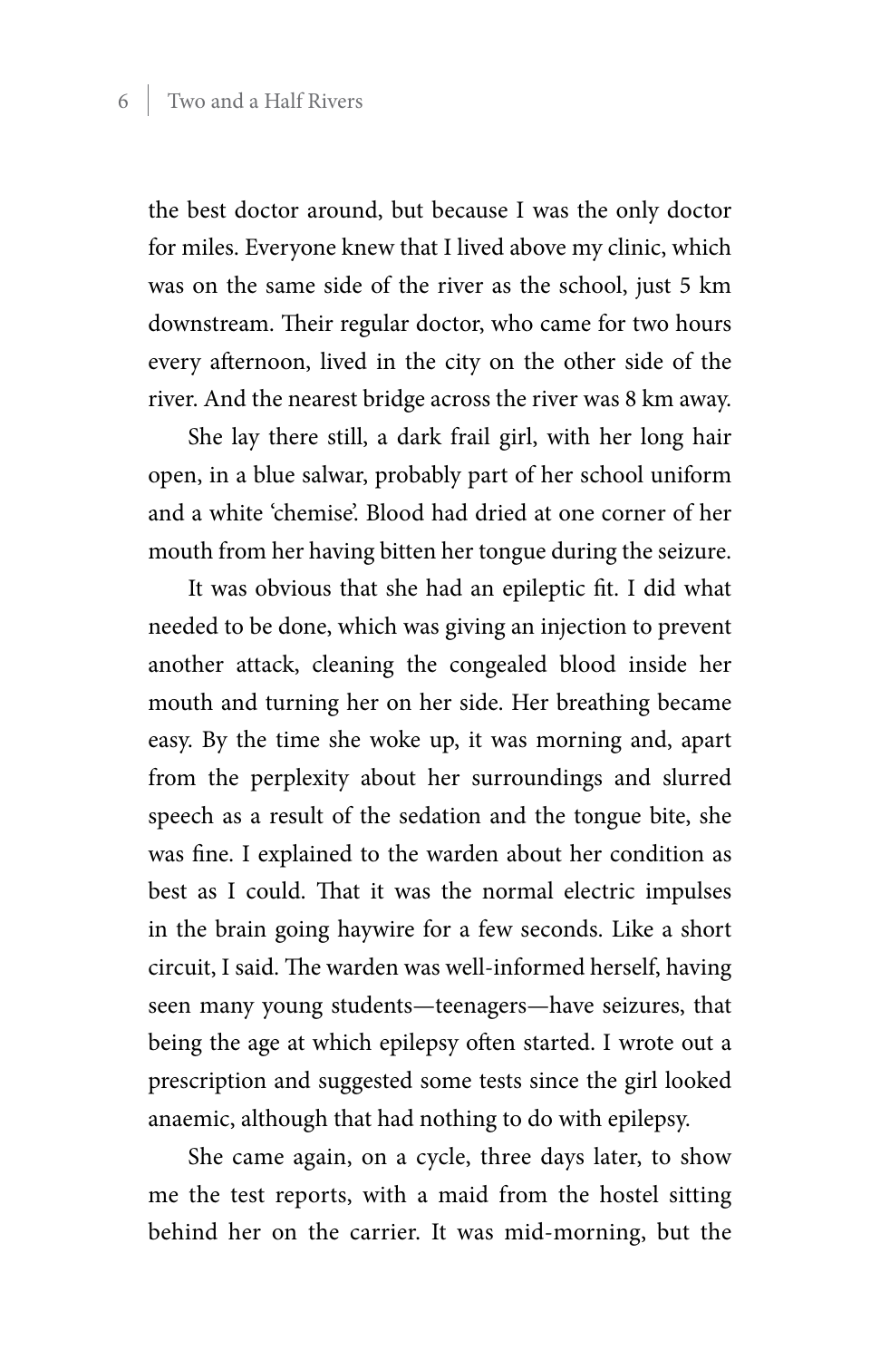the best doctor around, but because I was the only doctor for miles. Everyone knew that I lived above my clinic, which was on the same side of the river as the school, just 5 km downstream. Their regular doctor, who came for two hours every afternoon, lived in the city on the other side of the river. And the nearest bridge across the river was 8 km away.

She lay there still, a dark frail girl, with her long hair open, in a blue salwar, probably part of her school uniform and a white 'chemise'. Blood had dried at one corner of her mouth from her having bitten her tongue during the seizure.

It was obvious that she had an epileptic fit. I did what needed to be done, which was giving an injection to prevent another attack, cleaning the congealed blood inside her mouth and turning her on her side. Her breathing became easy. By the time she woke up, it was morning and, apart from the perplexity about her surroundings and slurred speech as a result of the sedation and the tongue bite, she was fine. I explained to the warden about her condition as best as I could. That it was the normal electric impulses in the brain going haywire for a few seconds. Like a short circuit, I said. The warden was well-informed herself, having seen many young students—teenagers—have seizures, that being the age at which epilepsy often started. I wrote out a prescription and suggested some tests since the girl looked anaemic, although that had nothing to do with epilepsy.

She came again, on a cycle, three days later, to show me the test reports, with a maid from the hostel sitting behind her on the carrier. It was mid-morning, but the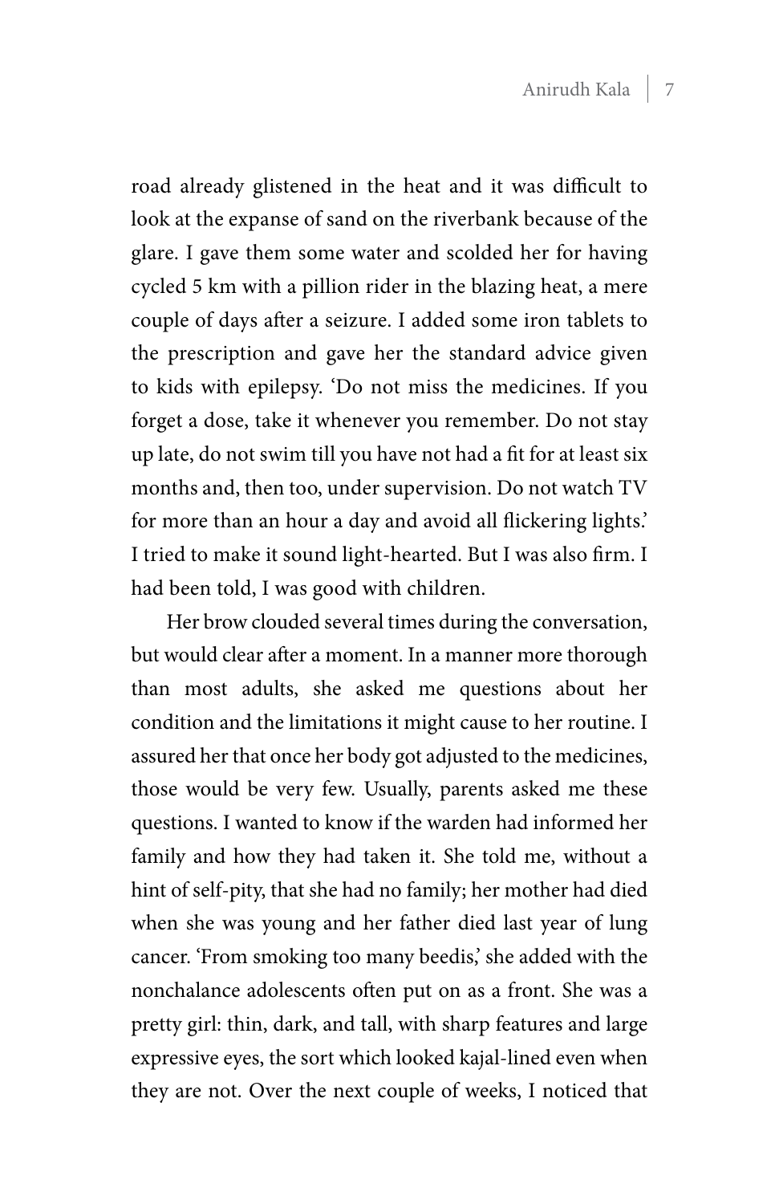road already glistened in the heat and it was difficult to look at the expanse of sand on the riverbank because of the glare. I gave them some water and scolded her for having cycled 5 km with a pillion rider in the blazing heat, a mere couple of days after a seizure. I added some iron tablets to the prescription and gave her the standard advice given to kids with epilepsy. 'Do not miss the medicines. If you forget a dose, take it whenever you remember. Do not stay up late, do not swim till you have not had a fit for at least six months and, then too, under supervision. Do not watch TV for more than an hour a day and avoid all flickering lights.' I tried to make it sound light-hearted. But I was also firm. I had been told, I was good with children.

Her brow clouded several times during the conversation, but would clear after a moment. In a manner more thorough than most adults, she asked me questions about her condition and the limitations it might cause to her routine. I assured her that once her body got adjusted to the medicines, those would be very few. Usually, parents asked me these questions. I wanted to know if the warden had informed her family and how they had taken it. She told me, without a hint of self-pity, that she had no family; her mother had died when she was young and her father died last year of lung cancer. 'From smoking too many beedis,' she added with the nonchalance adolescents often put on as a front. She was a pretty girl: thin, dark, and tall, with sharp features and large expressive eyes, the sort which looked kajal-lined even when they are not. Over the next couple of weeks, I noticed that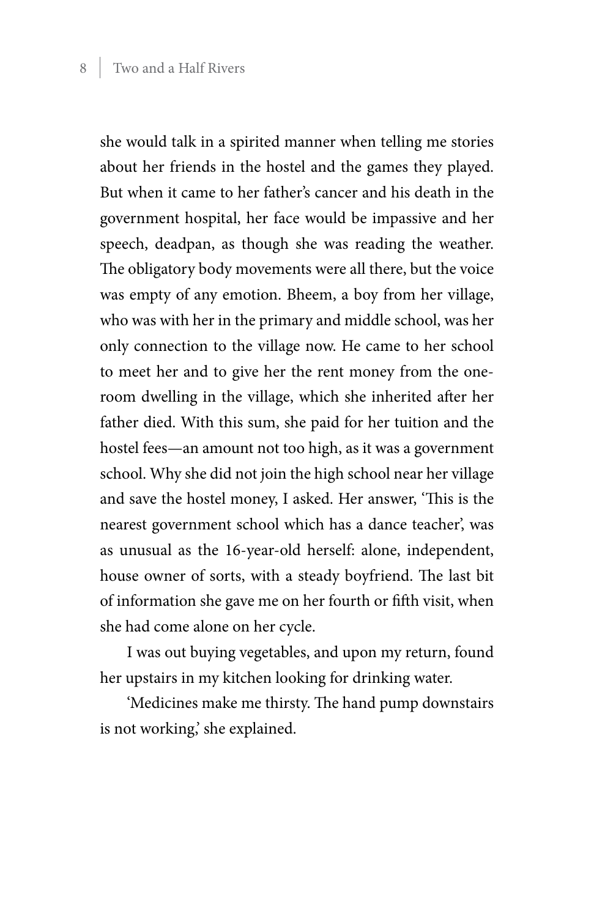she would talk in a spirited manner when telling me stories about her friends in the hostel and the games they played. But when it came to her father's cancer and his death in the government hospital, her face would be impassive and her speech, deadpan, as though she was reading the weather. The obligatory body movements were all there, but the voice was empty of any emotion. Bheem, a boy from her village, who was with her in the primary and middle school, was her only connection to the village now. He came to her school to meet her and to give her the rent money from the one-room dwelling in the village, which she inherited after her father died. With this sum, she paid for her tuition and the hostel fees—an amount not too high, as it was a government school. Why she did not join the high school near her village and save the hostel money, I asked. Her answer, 'This is the nearest government school which has a dance teacher', was as unusual as the 16-year-old herself: alone, independent, house owner of sorts, with a steady boyfriend. The last bit of information she gave me on her fourth or fifth visit, when she had come alone on her cycle.

I was out buying vegetables, and upon my return, found her upstairs in my kitchen looking for drinking water.

'Medicines make me thirsty. The hand pump downstairs is not working,' she explained.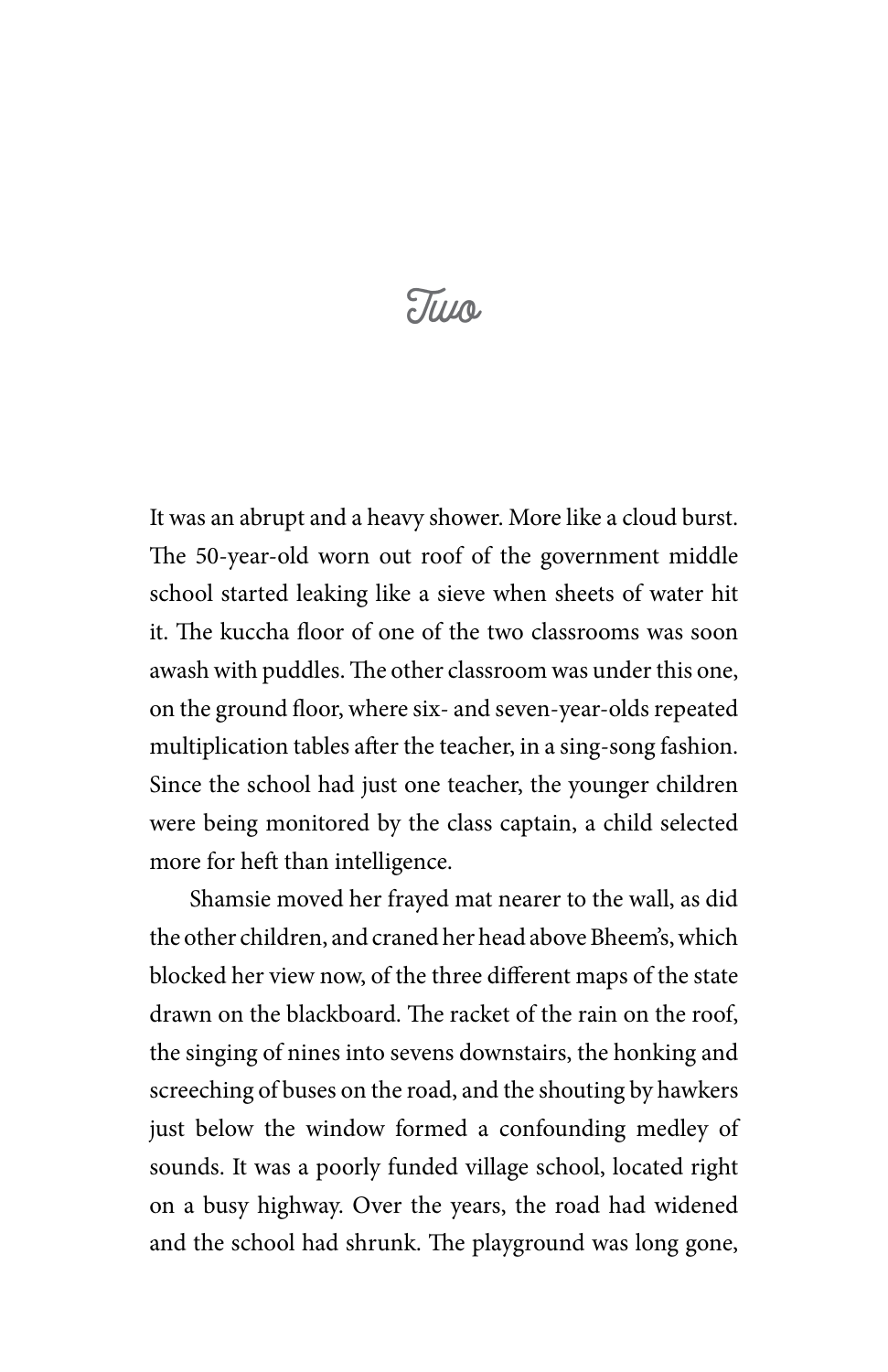# Two

It was an abrupt and a heavy shower. More like a cloud burst. The 50-year-old worn out roof of the government middle school started leaking like a sieve when sheets of water hit it. The kuccha floor of one of the two classrooms was soon awash with puddles. The other classroom was under this one, on the ground floor, where six- and seven-year-olds repeated multiplication tables after the teacher, in a sing-song fashion. Since the school had just one teacher, the younger children were being monitored by the class captain, a child selected more for heft than intelligence.

Shamsie moved her frayed mat nearer to the wall, as did the other children, and craned her head above Bheem's, which blocked her view now, of the three different maps of the state drawn on the blackboard. The racket of the rain on the roof, the singing of nines into sevens downstairs, the honking and screeching of buses on the road, and the shouting by hawkers just below the window formed a confounding medley of sounds. It was a poorly funded village school, located right on a busy highway. Over the years, the road had widened and the school had shrunk. The playground was long gone,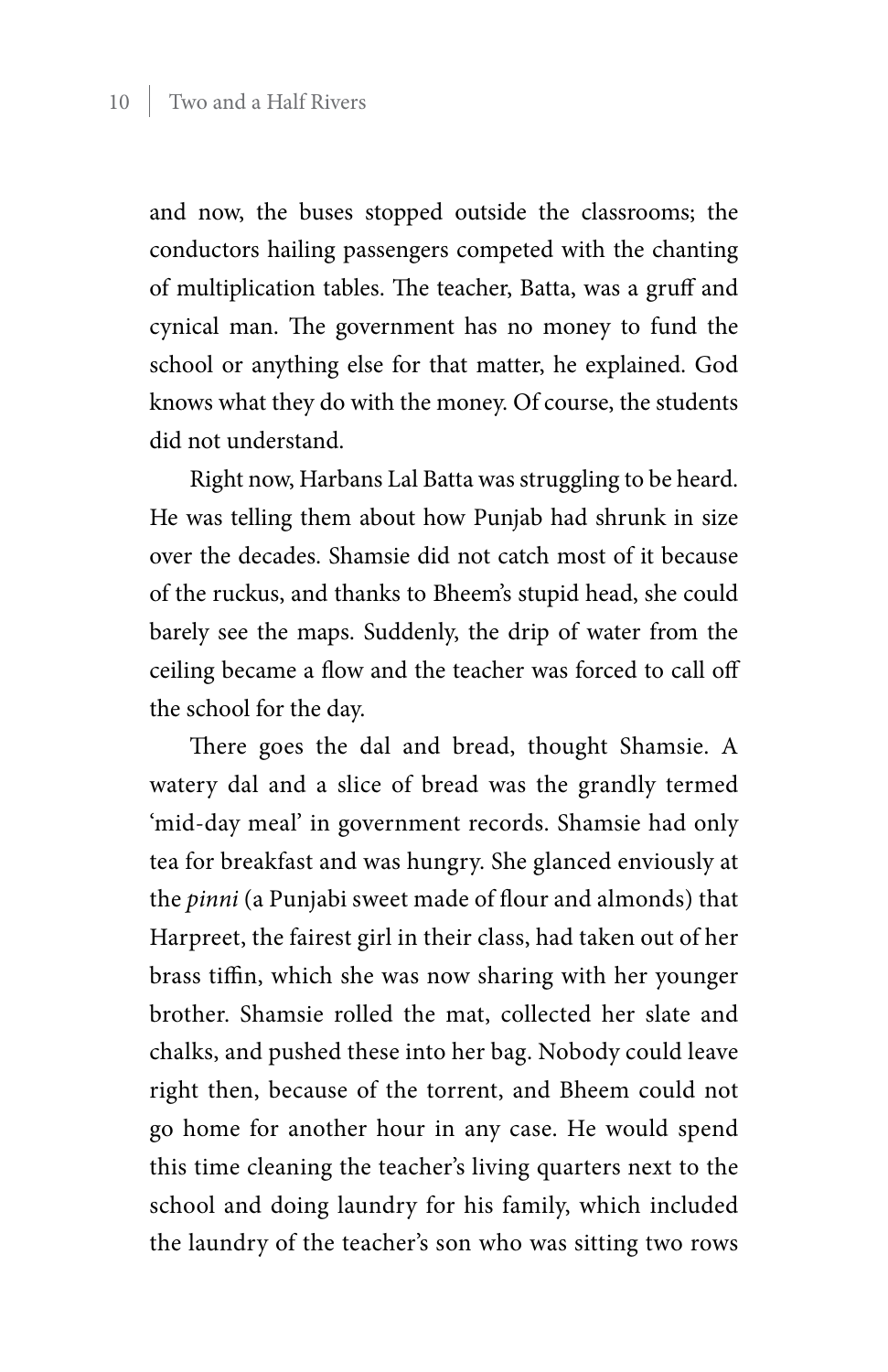and now, the buses stopped outside the classrooms; the conductors hailing passengers competed with the chanting of multiplication tables. The teacher, Batta, was a gruff and cynical man. The government has no money to fund the school or anything else for that matter, he explained. God knows what they do with the money. Of course, the students did not understand.

Right now, Harbans Lal Batta was struggling to be heard. He was telling them about how Punjab had shrunk in size over the decades. Shamsie did not catch most of it because of the ruckus, and thanks to Bheem's stupid head, she could barely see the maps. Suddenly, the drip of water from the ceiling became a flow and the teacher was forced to call off the school for the day.

There goes the dal and bread, thought Shamsie. A watery dal and a slice of bread was the grandly termed 'mid-day meal' in government records. Shamsie had only tea for breakfast and was hungry. She glanced enviously at the *pinni* (a Punjabi sweet made of flour and almonds) that Harpreet, the fairest girl in their class, had taken out of her brass tiffin, which she was now sharing with her younger brother. Shamsie rolled the mat, collected her slate and chalks, and pushed these into her bag. Nobody could leave right then, because of the torrent, and Bheem could not go home for another hour in any case. He would spend this time cleaning the teacher's living quarters next to the school and doing laundry for his family, which included the laundry of the teacher's son who was sitting two rows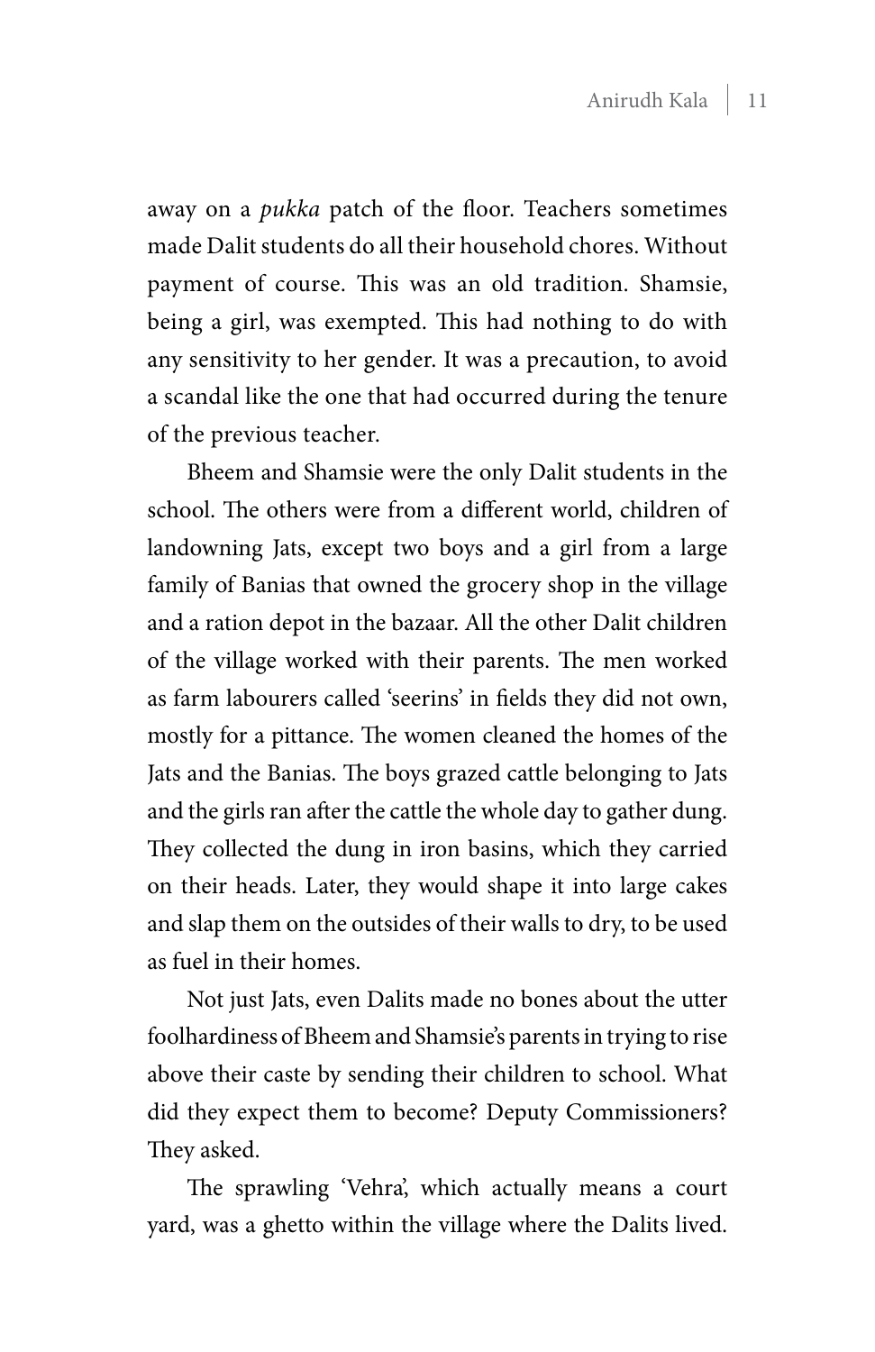away on a *pukka* patch of the floor. Teachers sometimes made Dalit students do all their household chores. Without payment of course. This was an old tradition. Shamsie, being a girl, was exempted. This had nothing to do with any sensitivity to her gender. It was a precaution, to avoid a scandal like the one that had occurred during the tenure of the previous teacher.

Bheem and Shamsie were the only Dalit students in the school. The others were from a different world, children of landowning Jats, except two boys and a girl from a large family of Banias that owned the grocery shop in the village and a ration depot in the bazaar. All the other Dalit children of the village worked with their parents. The men worked as farm labourers called 'seerins' in fields they did not own, mostly for a pittance. The women cleaned the homes of the Jats and the Banias. The boys grazed cattle belonging to Jats and the girls ran after the cattle the whole day to gather dung. They collected the dung in iron basins, which they carried on their heads. Later, they would shape it into large cakes and slap them on the outsides of their walls to dry, to be used as fuel in their homes.

Not just Jats, even Dalits made no bones about the utter foolhardiness of Bheem and Shamsie's parents in trying to rise above their caste by sending their children to school. What did they expect them to become? Deputy Commissioners? They asked.

The sprawling 'Vehra', which actually means a court yard, was a ghetto within the village where the Dalits lived.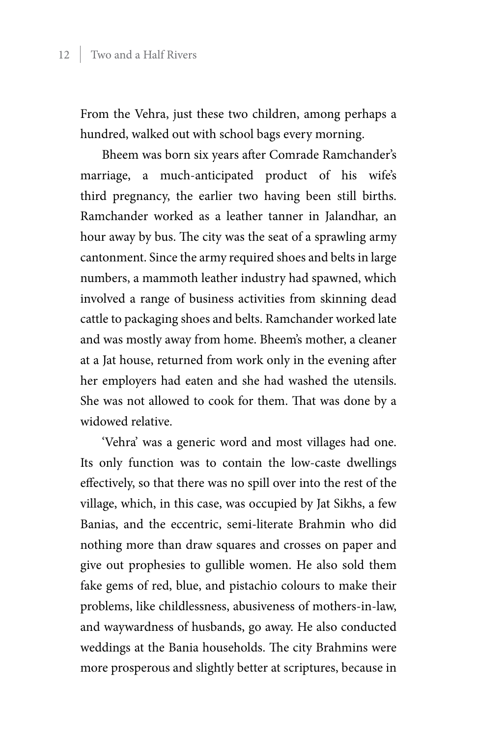From the Vehra, just these two children, among perhaps a hundred, walked out with school bags every morning.

Bheem was born six years after Comrade Ramchander's marriage, a much-anticipated product of his wife's third pregnancy, the earlier two having been still births. Ramchander worked as a leather tanner in Jalandhar, an hour away by bus. The city was the seat of a sprawling army cantonment. Since the army required shoes and belts in large numbers, a mammoth leather industry had spawned, which involved a range of business activities from skinning dead cattle to packaging shoes and belts. Ramchander worked late and was mostly away from home. Bheem's mother, a cleaner at a Jat house, returned from work only in the evening after her employers had eaten and she had washed the utensils. She was not allowed to cook for them. That was done by a widowed relative.

'Vehra' was a generic word and most villages had one. Its only function was to contain the low-caste dwellings effectively, so that there was no spill over into the rest of the village, which, in this case, was occupied by Jat Sikhs, a few Banias, and the eccentric, semi-literate Brahmin who did nothing more than draw squares and crosses on paper and give out prophesies to gullible women. He also sold them fake gems of red, blue, and pistachio colours to make their problems, like childlessness, abusiveness of mothers-in-law, and waywardness of husbands, go away. He also conducted weddings at the Bania households. The city Brahmins were more prosperous and slightly better at scriptures, because in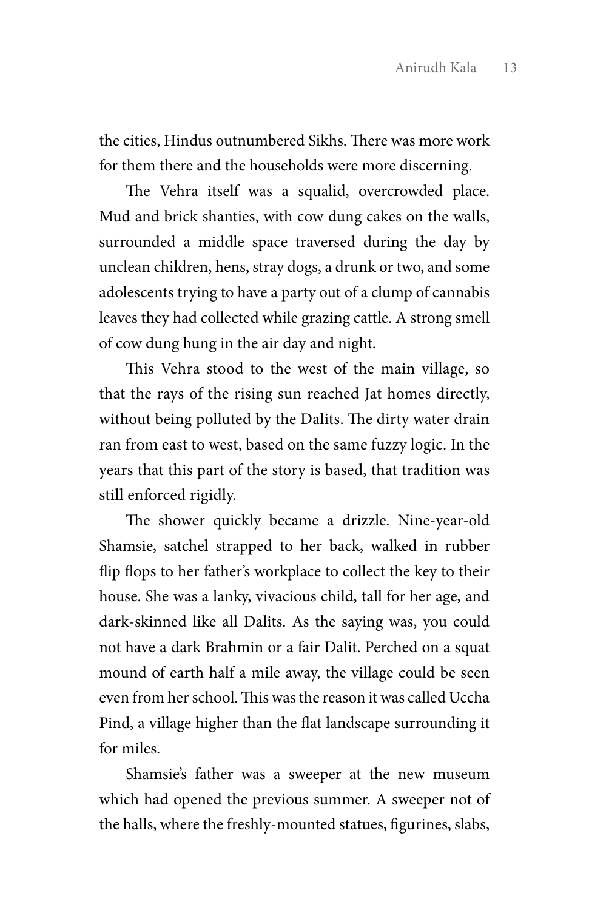the cities, Hindus outnumbered Sikhs. There was more work for them there and the households were more discerning.

The Vehra itself was a squalid, overcrowded place. Mud and brick shanties, with cow dung cakes on the walls, surrounded a middle space traversed during the day by unclean children, hens, stray dogs, a drunk or two, and some adolescents trying to have a party out of a clump of cannabis leaves they had collected while grazing cattle. A strong smell of cow dung hung in the air day and night.

This Vehra stood to the west of the main village, so that the rays of the rising sun reached Jat homes directly, without being polluted by the Dalits. The dirty water drain ran from east to west, based on the same fuzzy logic. In the years that this part of the story is based, that tradition was still enforced rigidly.

The shower quickly became a drizzle. Nine-year-old Shamsie, satchel strapped to her back, walked in rubber flip flops to her father's workplace to collect the key to their house. She was a lanky, vivacious child, tall for her age, and dark-skinned like all Dalits. As the saying was, you could not have a dark Brahmin or a fair Dalit. Perched on a squat mound of earth half a mile away, the village could be seen even from her school. This was the reason it was called Uccha Pind, a village higher than the flat landscape surrounding it for miles.

Shamsie's father was a sweeper at the new museum which had opened the previous summer. A sweeper not of the halls, where the freshly-mounted statues, figurines, slabs,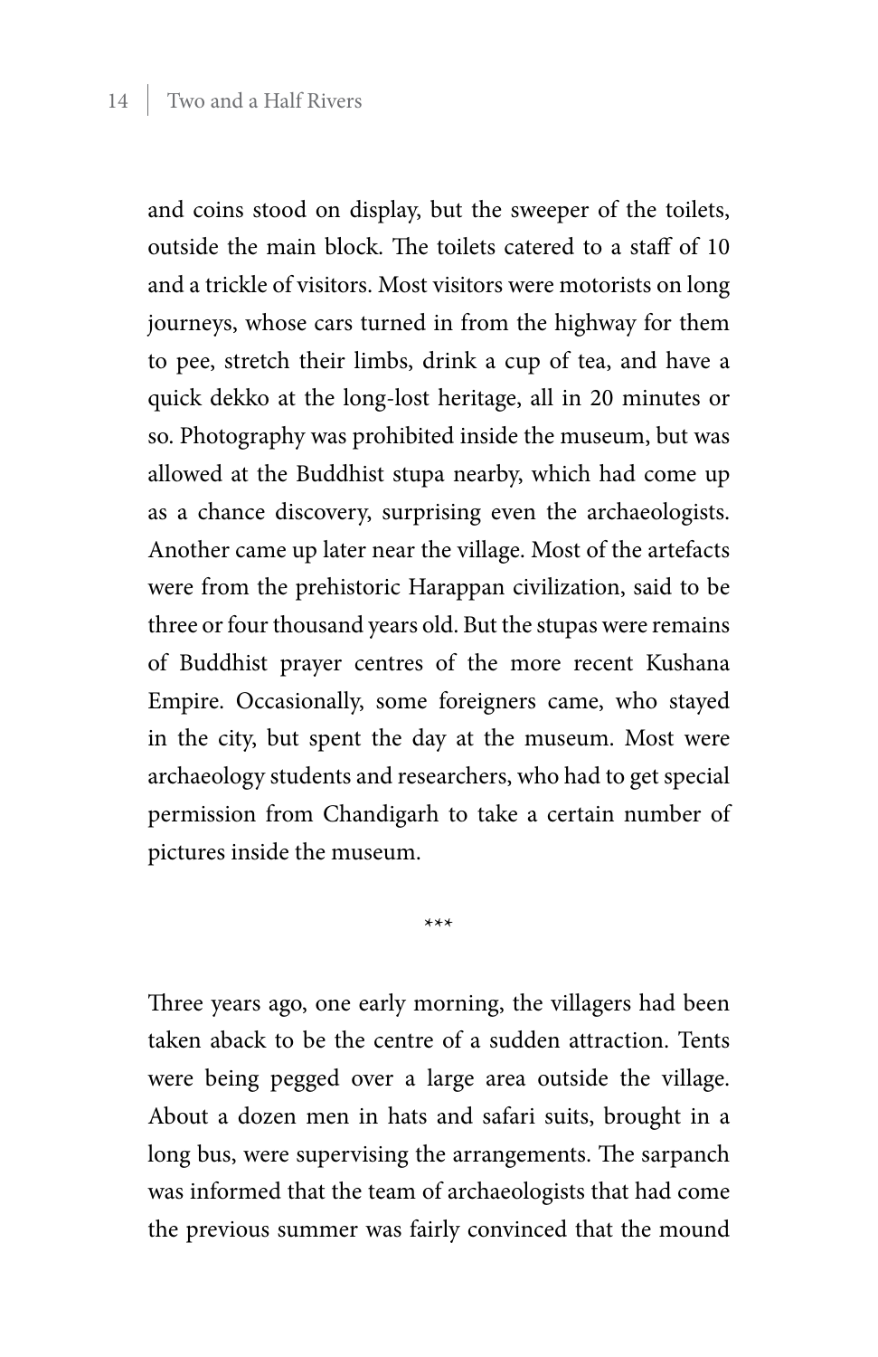and coins stood on display, but the sweeper of the toilets, outside the main block. The toilets catered to a staff of 10 and a trickle of visitors. Most visitors were motorists on long journeys, whose cars turned in from the highway for them to pee, stretch their limbs, drink a cup of tea, and have a quick dekko at the long-lost heritage, all in 20 minutes or so. Photography was prohibited inside the museum, but was allowed at the Buddhist stupa nearby, which had come up as a chance discovery, surprising even the archaeologists. Another came up later near the village. Most of the artefacts were from the prehistoric Harappan civilization, said to be three or four thousand years old. But the stupas were remains of Buddhist prayer centres of the more recent Kushana Empire. Occasionally, some foreigners came, who stayed in the city, but spent the day at the museum. Most were archaeology students and researchers, who had to get special permission from Chandigarh to take a certain number of pictures inside the museum.

***

Three years ago, one early morning, the villagers had been taken aback to be the centre of a sudden attraction. Tents were being pegged over a large area outside the village. About a dozen men in hats and safari suits, brought in a long bus, were supervising the arrangements. The sarpanch was informed that the team of archaeologists that had come the previous summer was fairly convinced that the mound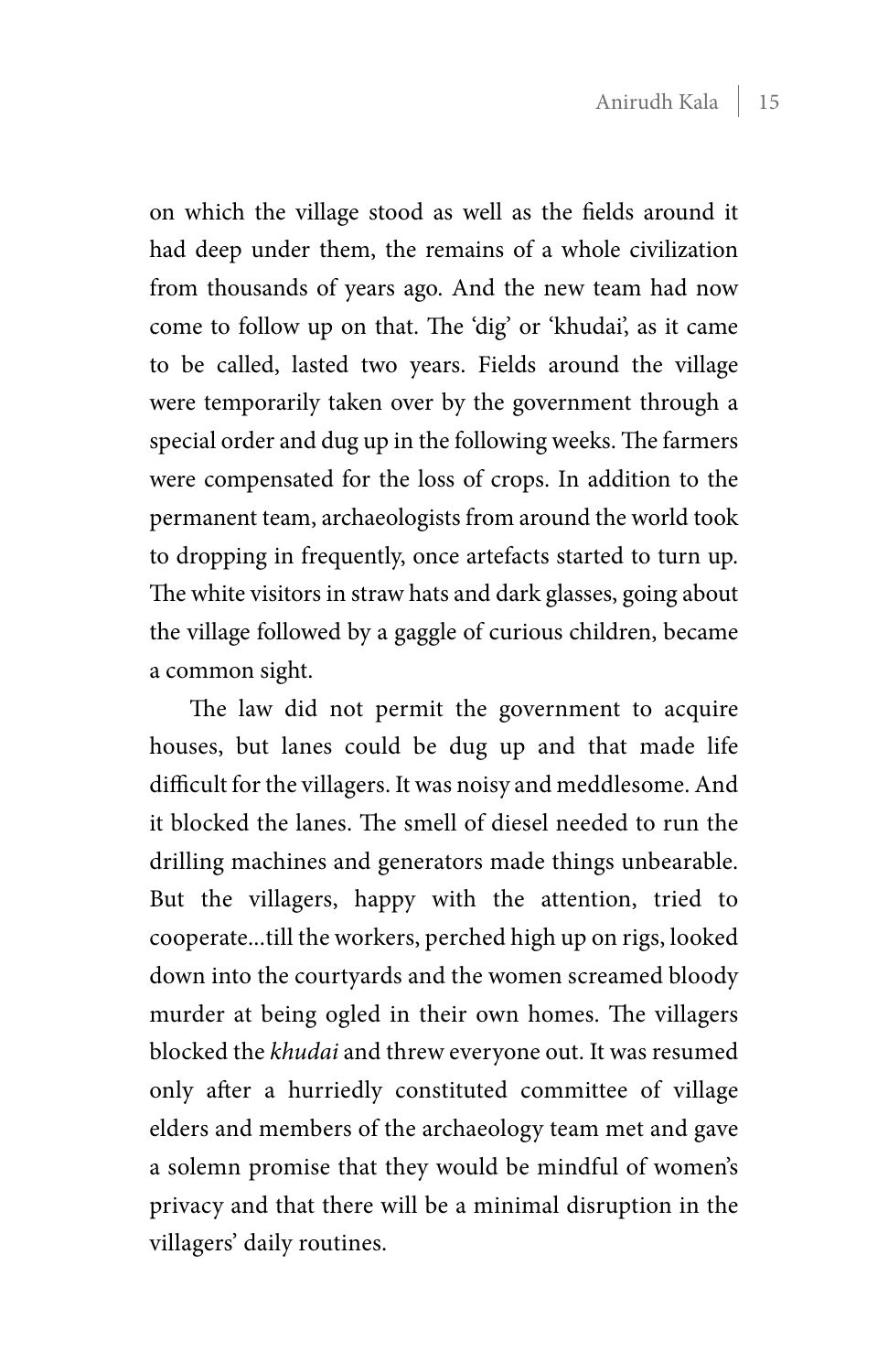on which the village stood as well as the fields around it had deep under them, the remains of a whole civilization from thousands of years ago. And the new team had now come to follow up on that. The 'dig' or 'khudai', as it came to be called, lasted two years. Fields around the village were temporarily taken over by the government through a special order and dug up in the following weeks. The farmers were compensated for the loss of crops. In addition to the permanent team, archaeologists from around the world took to dropping in frequently, once artefacts started to turn up. The white visitors in straw hats and dark glasses, going about the village followed by a gaggle of curious children, became a common sight.

The law did not permit the government to acquire houses, but lanes could be dug up and that made life difficult for the villagers. It was noisy and meddlesome. And it blocked the lanes. The smell of diesel needed to run the drilling machines and generators made things unbearable. But the villagers, happy with the attention, tried to cooperate...till the workers, perched high up on rigs, looked down into the courtyards and the women screamed bloody murder at being ogled in their own homes. The villagers blocked the *khudai* and threw everyone out. It was resumed only after a hurriedly constituted committee of village elders and members of the archaeology team met and gave a solemn promise that they would be mindful of women's privacy and that there will be a minimal disruption in the villagers' daily routines.